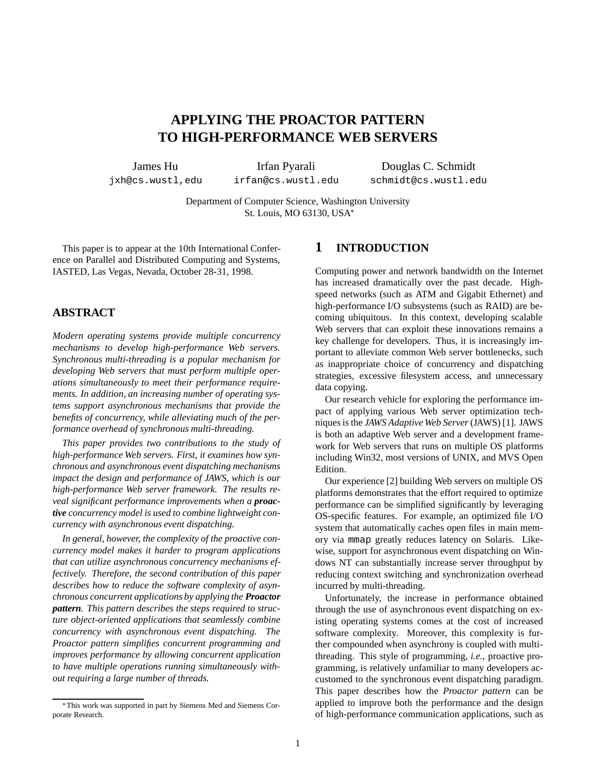# APPLYING THE PROACTOR PATTERN TO HIGH-PERFORMANCE WEB SERVERS

James Hu
jxh@cs.wustl,edu

Irfan Pyarali
irfan@cs.wustl.edu

Douglas C. Schmidt
schmidt@cs.wustl.edu

Department of Computer Science, Washington University
St. Louis, MO 63130, USA*

This paper is to appear at the 10th International Conference on Parallel and Distributed Computing and Systems, IASTED, Las Vegas, Nevada, October 28-31, 1998.

## ABSTRACT

*Modern operating systems provide multiple concurrency mechanisms to develop high-performance Web servers. Synchronous multi-threading is a popular mechanism for developing Web servers that must perform multiple operations simultaneously to meet their performance requirements. In addition, an increasing number of operating systems support asynchronous mechanisms that provide the benefits of concurrency, while alleviating much of the performance overhead of synchronous multi-threading.*

*This paper provides two contributions to the study of high-performance Web servers. First, it examines how synchronous and asynchronous event dispatching mechanisms impact the design and performance of JAWS, which is our high-performance Web server framework. The results reveal significant performance improvements when a* ***proactive*** *concurrency model is used to combine lightweight concurrency with asynchronous event dispatching.*

*In general, however, the complexity of the proactive concurrency model makes it harder to program applications that can utilize asynchronous concurrency mechanisms effectively. Therefore, the second contribution of this paper describes how to reduce the software complexity of asynchronous concurrent applications by applying the* ***Proactor pattern****. This pattern describes the steps required to structure object-oriented applications that seamlessly combine concurrency with asynchronous event dispatching. The Proactor pattern simplifies concurrent programming and improves performance by allowing concurrent application to have multiple operations running simultaneously without requiring a large number of threads.*

*This work was supported in part by Siemens Med and Siemens Corporate Research.

## 1 INTRODUCTION

Computing power and network bandwidth on the Internet has increased dramatically over the past decade. High-speed networks (such as ATM and Gigabit Ethernet) and high-performance I/O subsystems (such as RAID) are becoming ubiquitous. In this context, developing scalable Web servers that can exploit these innovations remains a key challenge for developers. Thus, it is increasingly important to alleviate common Web server bottlenecks, such as inappropriate choice of concurrency and dispatching strategies, excessive filesystem access, and unnecessary data copying.

Our research vehicle for exploring the performance impact of applying various Web server optimization techniques is the *JAWS Adaptive Web Server* (JAWS) [1]. JAWS is both an adaptive Web server and a development framework for Web servers that runs on multiple OS platforms including Win32, most versions of UNIX, and MVS Open Edition.

Our experience [2] building Web servers on multiple OS platforms demonstrates that the effort required to optimize performance can be simplified significantly by leveraging OS-specific features. For example, an optimized file I/O system that automatically caches open files in main memory via `mmap` greatly reduces latency on Solaris. Likewise, support for asynchronous event dispatching on Windows NT can substantially increase server throughput by reducing context switching and synchronization overhead incurred by multi-threading.

Unfortunately, the increase in performance obtained through the use of asynchronous event dispatching on existing operating systems comes at the cost of increased software complexity. Moreover, this complexity is further compounded when asynchrony is coupled with multi-threading. This style of programming, *i.e.*, proactive programming, is relatively unfamiliar to many developers accustomed to the synchronous event dispatching paradigm. This paper describes how the *Proactor pattern* can be applied to improve both the performance and the design of high-performance communication applications, such as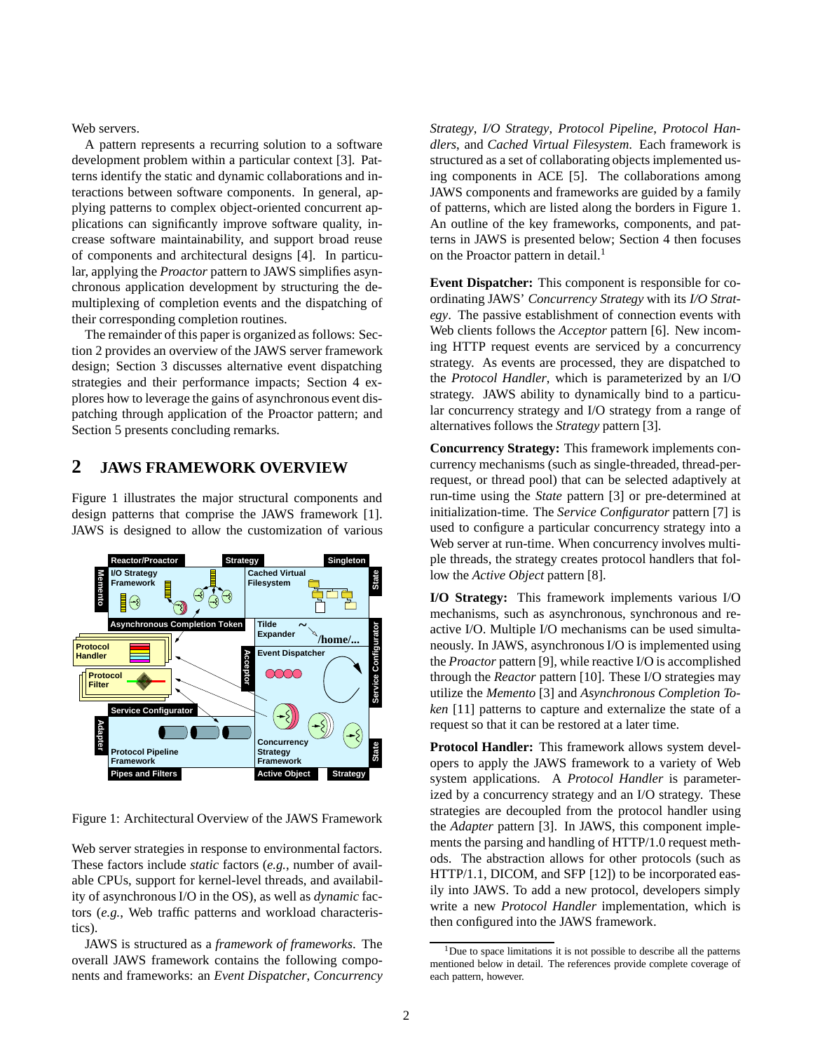Web servers.

A pattern represents a recurring solution to a software development problem within a particular context [3]. Patterns identify the static and dynamic collaborations and interactions between software components. In general, applying patterns to complex object-oriented concurrent applications can significantly improve software quality, increase software maintainability, and support broad reuse of components and architectural designs [4]. In particular, applying the *Proactor* pattern to JAWS simplifies asynchronous application development by structuring the demultiplexing of completion events and the dispatching of their corresponding completion routines.

The remainder of this paper is organized as follows: Section 2 provides an overview of the JAWS server framework design; Section 3 discusses alternative event dispatching strategies and their performance impacts; Section 4 explores how to leverage the gains of asynchronous event dispatching through application of the Proactor pattern; and Section 5 presents concluding remarks.

## 2 JAWS FRAMEWORK OVERVIEW

Figure 1 illustrates the major structural components and design patterns that comprise the JAWS framework [1]. JAWS is designed to allow the customization of various Web server strategies in response to environmental factors. These factors include *static* factors (*e.g.*, number of available CPUs, support for kernel-level threads, and availability of asynchronous I/O in the OS), as well as *dynamic* factors (*e.g.*, Web traffic patterns and workload characteristics).

Figure 1: Architectural Overview of the JAWS Framework

JAWS is structured as a *framework of frameworks*. The overall JAWS framework contains the following components and frameworks: an *Event Dispatcher*, *Concurrency Strategy*, *I/O Strategy*, *Protocol Pipeline*, *Protocol Handlers*, and *Cached Virtual Filesystem*. Each framework is structured as a set of collaborating objects implemented using components in ACE [5]. The collaborations among JAWS components and frameworks are guided by a family of patterns, which are listed along the borders in Figure 1. An outline of the key frameworks, components, and patterns in JAWS is presented below; Section 4 then focuses on the Proactor pattern in detail.[1]

**Event Dispatcher:** This component is responsible for coordinating JAWS' *Concurrency Strategy* with its *I/O Strategy*. The passive establishment of connection events with Web clients follows the *Acceptor* pattern [6]. New incoming HTTP request events are serviced by a concurrency strategy. As events are processed, they are dispatched to the *Protocol Handler*, which is parameterized by an I/O strategy. JAWS ability to dynamically bind to a particular concurrency strategy and I/O strategy from a range of alternatives follows the *Strategy* pattern [3].

**Concurrency Strategy:** This framework implements concurrency mechanisms (such as single-threaded, thread-per-request, or thread pool) that can be selected adaptively at run-time using the *State* pattern [3] or pre-determined at initialization-time. The *Service Configurator* pattern [7] is used to configure a particular concurrency strategy into a Web server at run-time. When concurrency involves multiple threads, the strategy creates protocol handlers that follow the *Active Object* pattern [8].

**I/O Strategy:** This framework implements various I/O mechanisms, such as asynchronous, synchronous and reactive I/O. Multiple I/O mechanisms can be used simultaneously. In JAWS, asynchronous I/O is implemented using the *Proactor* pattern [9], while reactive I/O is accomplished through the *Reactor* pattern [10]. These I/O strategies may utilize the *Memento* [3] and *Asynchronous Completion Token* [11] patterns to capture and externalize the state of a request so that it can be restored at a later time.

**Protocol Handler:** This framework allows system developers to apply the JAWS framework to a variety of Web system applications. A *Protocol Handler* is parameterized by a concurrency strategy and an I/O strategy. These strategies are decoupled from the protocol handler using the *Adapter* pattern [3]. In JAWS, this component implements the parsing and handling of HTTP/1.0 request methods. The abstraction allows for other protocols (such as HTTP/1.1, DICOM, and SFP [12]) to be incorporated easily into JAWS. To add a new protocol, developers simply write a new *Protocol Handler* implementation, which is then configured into the JAWS framework.

[1] Due to space limitations it is not possible to describe all the patterns mentioned below in detail. The references provide complete coverage of each pattern, however.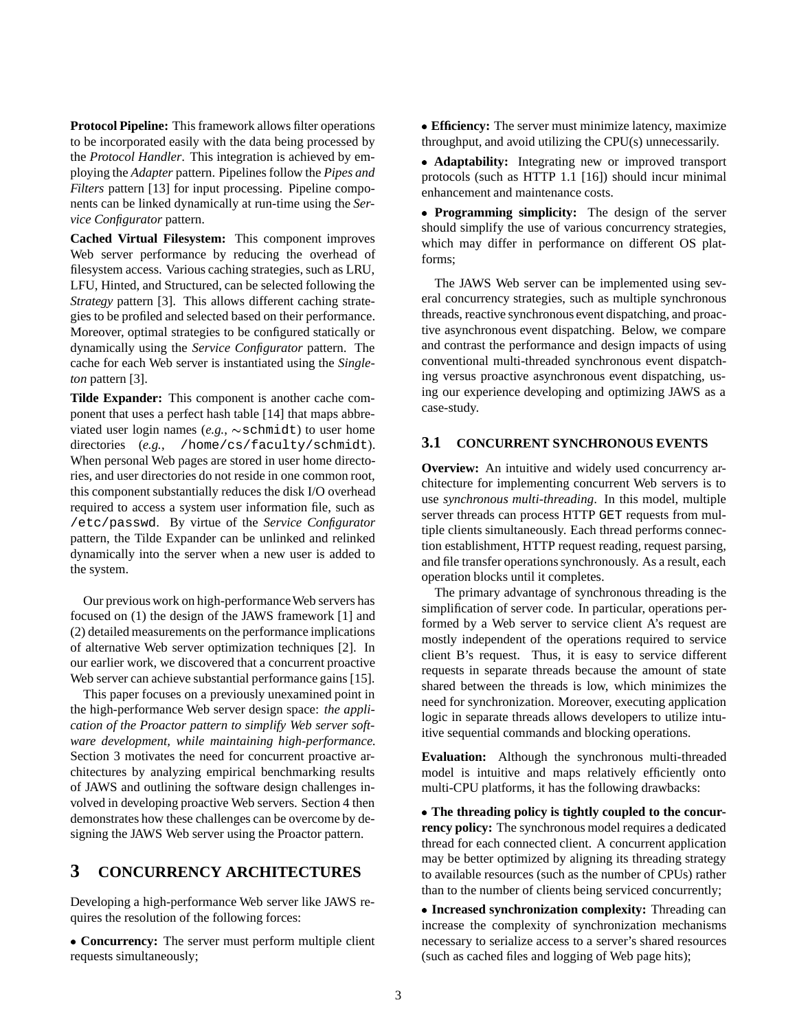**Protocol Pipeline:** This framework allows filter operations to be incorporated easily with the data being processed by the *Protocol Handler*. This integration is achieved by employing the *Adapter* pattern. Pipelines follow the *Pipes and Filters* pattern [13] for input processing. Pipeline components can be linked dynamically at run-time using the *Service Configurator* pattern.

**Cached Virtual Filesystem:** This component improves Web server performance by reducing the overhead of filesystem access. Various caching strategies, such as LRU, LFU, Hinted, and Structured, can be selected following the *Strategy* pattern [3]. This allows different caching strategies to be profiled and selected based on their performance. Moreover, optimal strategies to be configured statically or dynamically using the *Service Configurator* pattern. The cache for each Web server is instantiated using the *Singleton* pattern [3].

**Tilde Expander:** This component is another cache component that uses a perfect hash table [14] that maps abbreviated user login names (*e.g.*, `~schmidt`) to user home directories (*e.g.*, `/home/cs/faculty/schmidt`). When personal Web pages are stored in user home directories, and user directories do not reside in one common root, this component substantially reduces the disk I/O overhead required to access a system user information file, such as `/etc/passwd`. By virtue of the *Service Configurator* pattern, the Tilde Expander can be unlinked and relinked dynamically into the server when a new user is added to the system.

Our previous work on high-performance Web servers has focused on (1) the design of the JAWS framework [1] and (2) detailed measurements on the performance implications of alternative Web server optimization techniques [2]. In our earlier work, we discovered that a concurrent proactive Web server can achieve substantial performance gains [15].

This paper focuses on a previously unexamined point in the high-performance Web server design space: *the application of the Proactor pattern to simplify Web server software development, while maintaining high-performance.* Section 3 motivates the need for concurrent proactive architectures by analyzing empirical benchmarking results of JAWS and outlining the software design challenges involved in developing proactive Web servers. Section 4 then demonstrates how these challenges can be overcome by designing the JAWS Web server using the Proactor pattern.

# 3 CONCURRENCY ARCHITECTURES

Developing a high-performance Web server like JAWS requires the resolution of the following forces:

- **Concurrency:** The server must perform multiple client requests simultaneously;
- **Efficiency:** The server must minimize latency, maximize throughput, and avoid utilizing the CPU(s) unnecessarily.
- **Adaptability:** Integrating new or improved transport protocols (such as HTTP 1.1 [16]) should incur minimal enhancement and maintenance costs.
- **Programming simplicity:** The design of the server should simplify the use of various concurrency strategies, which may differ in performance on different OS platforms;

The JAWS Web server can be implemented using several concurrency strategies, such as multiple synchronous threads, reactive synchronous event dispatching, and proactive asynchronous event dispatching. Below, we compare and contrast the performance and design impacts of using conventional multi-threaded synchronous event dispatching versus proactive asynchronous event dispatching, using our experience developing and optimizing JAWS as a case-study.

## 3.1 CONCURRENT SYNCHRONOUS EVENTS

**Overview:** An intuitive and widely used concurrency architecture for implementing concurrent Web servers is to use *synchronous multi-threading*. In this model, multiple server threads can process HTTP `GET` requests from multiple clients simultaneously. Each thread performs connection establishment, HTTP request reading, request parsing, and file transfer operations synchronously. As a result, each operation blocks until it completes.

The primary advantage of synchronous threading is the simplification of server code. In particular, operations performed by a Web server to service client A's request are mostly independent of the operations required to service client B's request. Thus, it is easy to service different requests in separate threads because the amount of state shared between the threads is low, which minimizes the need for synchronization. Moreover, executing application logic in separate threads allows developers to utilize intuitive sequential commands and blocking operations.

**Evaluation:** Although the synchronous multi-threaded model is intuitive and maps relatively efficiently onto multi-CPU platforms, it has the following drawbacks:

- **The threading policy is tightly coupled to the concurrency policy:** The synchronous model requires a dedicated thread for each connected client. A concurrent application may be better optimized by aligning its threading strategy to available resources (such as the number of CPUs) rather than to the number of clients being serviced concurrently;
- **Increased synchronization complexity:** Threading can increase the complexity of synchronization mechanisms necessary to serialize access to a server's shared resources (such as cached files and logging of Web page hits);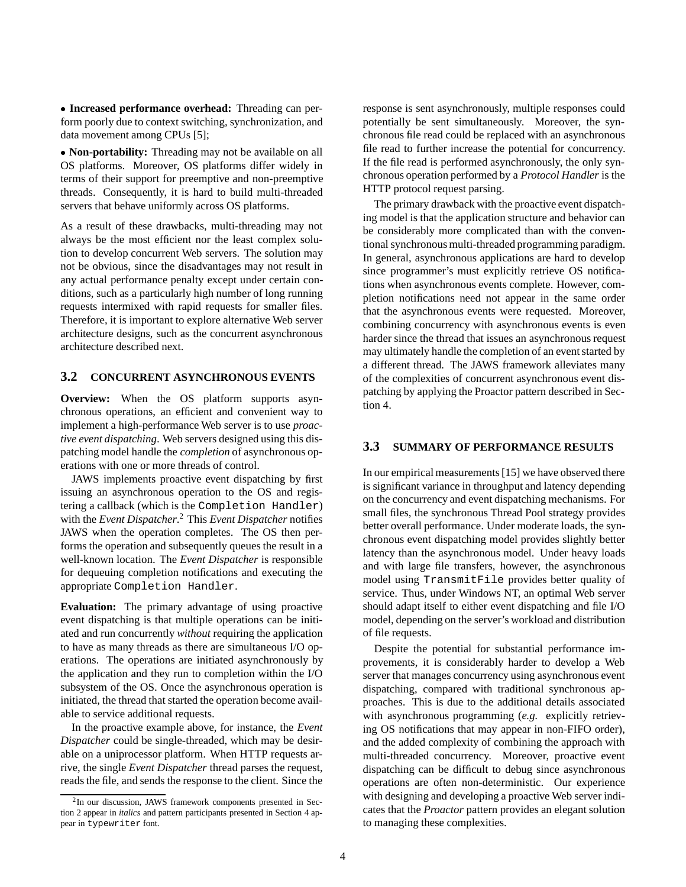• **Increased performance overhead:** Threading can perform poorly due to context switching, synchronization, and data movement among CPUs [5];

• **Non-portability:** Threading may not be available on all OS platforms. Moreover, OS platforms differ widely in terms of their support for preemptive and non-preemptive threads. Consequently, it is hard to build multi-threaded servers that behave uniformly across OS platforms.

As a result of these drawbacks, multi-threading may not always be the most efficient nor the least complex solution to develop concurrent Web servers. The solution may not be obvious, since the disadvantages may not result in any actual performance penalty except under certain conditions, such as a particularly high number of long running requests intermixed with rapid requests for smaller files. Therefore, it is important to explore alternative Web server architecture designs, such as the concurrent asynchronous architecture described next.

## 3.2 CONCURRENT ASYNCHRONOUS EVENTS

**Overview:** When the OS platform supports asynchronous operations, an efficient and convenient way to implement a high-performance Web server is to use *proactive event dispatching*. Web servers designed using this dispatching model handle the *completion* of asynchronous operations with one or more threads of control.

JAWS implements proactive event dispatching by first issuing an asynchronous operation to the OS and registering a callback (which is the `Completion Handler`) with the *Event Dispatcher*.[2] This *Event Dispatcher* notifies JAWS when the operation completes. The OS then performs the operation and subsequently queues the result in a well-known location. The *Event Dispatcher* is responsible for dequeuing completion notifications and executing the appropriate `Completion Handler`.

**Evaluation:** The primary advantage of using proactive event dispatching is that multiple operations can be initiated and run concurrently *without* requiring the application to have as many threads as there are simultaneous I/O operations. The operations are initiated asynchronously by the application and they run to completion within the I/O subsystem of the OS. Once the asynchronous operation is initiated, the thread that started the operation become available to service additional requests.

In the proactive example above, for instance, the *Event Dispatcher* could be single-threaded, which may be desirable on a uniprocessor platform. When HTTP requests arrive, the single *Event Dispatcher* thread parses the request, reads the file, and sends the response to the client. Since the response is sent asynchronously, multiple responses could potentially be sent simultaneously. Moreover, the synchronous file read could be replaced with an asynchronous file read to further increase the potential for concurrency. If the file read is performed asynchronously, the only synchronous operation performed by a *Protocol Handler* is the HTTP protocol request parsing.

The primary drawback with the proactive event dispatching model is that the application structure and behavior can be considerably more complicated than with the conventional synchronous multi-threaded programming paradigm. In general, asynchronous applications are hard to develop since programmer's must explicitly retrieve OS notifications when asynchronous events complete. However, completion notifications need not appear in the same order that the asynchronous events were requested. Moreover, combining concurrency with asynchronous events is even harder since the thread that issues an asynchronous request may ultimately handle the completion of an event started by a different thread. The JAWS framework alleviates many of the complexities of concurrent asynchronous event dispatching by applying the Proactor pattern described in Section 4.

## 3.3 SUMMARY OF PERFORMANCE RESULTS

In our empirical measurements [15] we have observed there is significant variance in throughput and latency depending on the concurrency and event dispatching mechanisms. For small files, the synchronous Thread Pool strategy provides better overall performance. Under moderate loads, the synchronous event dispatching model provides slightly better latency than the asynchronous model. Under heavy loads and with large file transfers, however, the asynchronous model using `TransmitFile` provides better quality of service. Thus, under Windows NT, an optimal Web server should adapt itself to either event dispatching and file I/O model, depending on the server's workload and distribution of file requests.

Despite the potential for substantial performance improvements, it is considerably harder to develop a Web server that manages concurrency using asynchronous event dispatching, compared with traditional synchronous approaches. This is due to the additional details associated with asynchronous programming (*e.g.* explicitly retrieving OS notifications that may appear in non-FIFO order), and the added complexity of combining the approach with multi-threaded concurrency. Moreover, proactive event dispatching can be difficult to debug since asynchronous operations are often non-deterministic. Our experience with designing and developing a proactive Web server indicates that the *Proactor* pattern provides an elegant solution to managing these complexities.

[2] In our discussion, JAWS framework components presented in Section 2 appear in *italics* and pattern participants presented in Section 4 appear in `typewriter` font.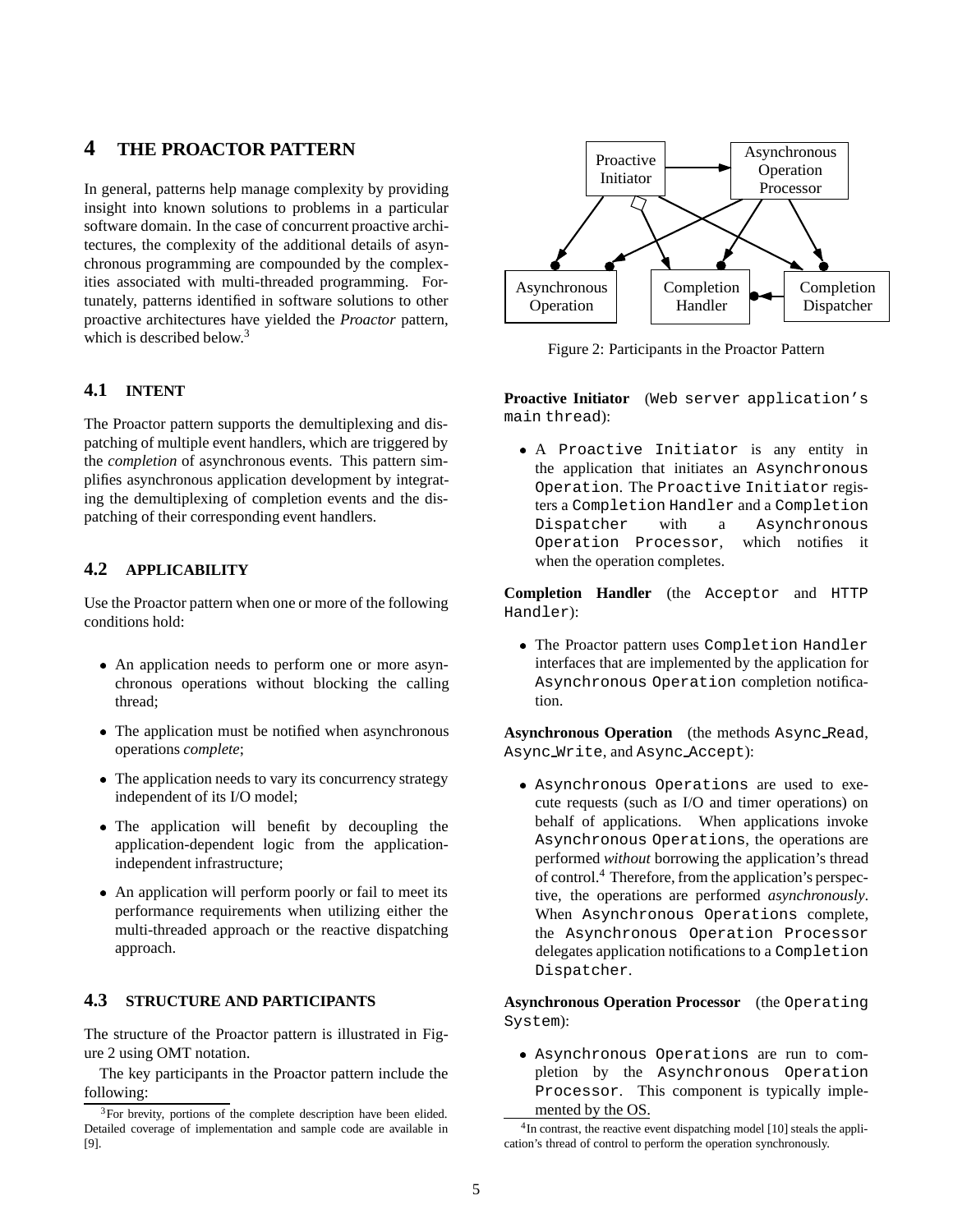# 4 THE PROACTOR PATTERN

In general, patterns help manage complexity by providing insight into known solutions to problems in a particular software domain. In the case of concurrent proactive architectures, the complexity of the additional details of asynchronous programming are compounded by the complexities associated with multi-threaded programming. Fortunately, patterns identified in software solutions to other proactive architectures have yielded the *Proactor* pattern, which is described below.[3]

## 4.1 INTENT

The Proactor pattern supports the demultiplexing and dispatching of multiple event handlers, which are triggered by the *completion* of asynchronous events. This pattern simplifies asynchronous application development by integrating the demultiplexing of completion events and the dispatching of their corresponding event handlers.

## 4.2 APPLICABILITY

Use the Proactor pattern when one or more of the following conditions hold:

- An application needs to perform one or more asynchronous operations without blocking the calling thread;
- The application must be notified when asynchronous operations *complete*;
- The application needs to vary its concurrency strategy independent of its I/O model;
- The application will benefit by decoupling the application-dependent logic from the application-independent infrastructure;
- An application will perform poorly or fail to meet its performance requirements when utilizing either the multi-threaded approach or the reactive dispatching approach.

## 4.3 STRUCTURE AND PARTICIPANTS

The structure of the Proactor pattern is illustrated in Figure 2 using OMT notation.

The key participants in the Proactor pattern include the following:

[3] For brevity, portions of the complete description have been elided. Detailed coverage of implementation and sample code are available in [9].

Figure 2: Participants in the Proactor Pattern

**Proactive Initiator** (`Web server application's main thread`):

- A `Proactive Initiator` is any entity in the application that initiates an `Asynchronous Operation`. The `Proactive Initiator` registers a `Completion Handler` and a `Completion Dispatcher` with a `Asynchronous Operation Processor`, which notifies it when the operation completes.

**Completion Handler** (the `Acceptor` and `HTTP Handler`):

- The Proactor pattern uses `Completion Handler` interfaces that are implemented by the application for `Asynchronous Operation` completion notification.

**Asynchronous Operation** (the methods `Async_Read`, `Async_Write`, and `Async_Accept`):

- `Asynchronous Operations` are used to execute requests (such as I/O and timer operations) on behalf of applications. When applications invoke `Asynchronous Operations`, the operations are performed *without* borrowing the application's thread of control.[4] Therefore, from the application's perspective, the operations are performed *asynchronously*. When `Asynchronous Operations` complete, the `Asynchronous Operation Processor` delegates application notifications to a `Completion Dispatcher`.

**Asynchronous Operation Processor** (the `Operating System`):

- `Asynchronous Operations` are run to completion by the `Asynchronous Operation Processor`. This component is typically implemented by the OS.

[4] In contrast, the reactive event dispatching model [10] steals the application's thread of control to perform the operation synchronously.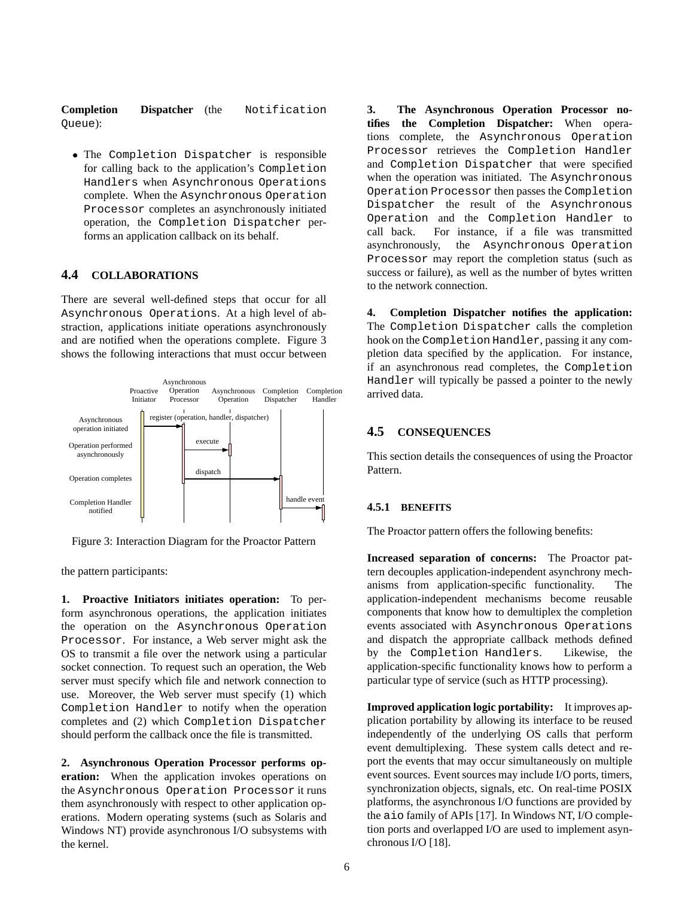**Completion Dispatcher** (the `Notification Queue`):

- The `Completion Dispatcher` is responsible for calling back to the application's `Completion Handlers` when `Asynchronous Operations` complete. When the `Asynchronous Operation Processor` completes an asynchronously initiated operation, the `Completion Dispatcher` performs an application callback on its behalf.

## 4.4 COLLABORATIONS

There are several well-defined steps that occur for all `Asynchronous Operations`. At a high level of abstraction, applications initiate operations asynchronously and are notified when the operations complete. Figure 3 shows the following interactions that must occur between the pattern participants:

Figure 3: Interaction Diagram for the Proactor Pattern

**1. Proactive Initiators initiates operation:** To perform asynchronous operations, the application initiates the operation on the `Asynchronous Operation Processor`. For instance, a Web server might ask the OS to transmit a file over the network using a particular socket connection. To request such an operation, the Web server must specify which file and network connection to use. Moreover, the Web server must specify (1) which `Completion Handler` to notify when the operation completes and (2) which `Completion Dispatcher` should perform the callback once the file is transmitted.

**2. Asynchronous Operation Processor performs operation:** When the application invokes operations on the `Asynchronous Operation Processor` it runs them asynchronously with respect to other application operations. Modern operating systems (such as Solaris and Windows NT) provide asynchronous I/O subsystems with the kernel.

**3. The Asynchronous Operation Processor notifies the Completion Dispatcher:** When operations complete, the `Asynchronous Operation Processor` retrieves the `Completion Handler` and `Completion Dispatcher` that were specified when the operation was initiated. The `Asynchronous Operation Processor` then passes the `Completion Dispatcher` the result of the `Asynchronous Operation` and the `Completion Handler` to call back. For instance, if a file was transmitted asynchronously, the `Asynchronous Operation Processor` may report the completion status (such as success or failure), as well as the number of bytes written to the network connection.

**4. Completion Dispatcher notifies the application:** The `Completion Dispatcher` calls the completion hook on the `Completion Handler`, passing it any completion data specified by the application. For instance, if an asynchronous read completes, the `Completion Handler` will typically be passed a pointer to the newly arrived data.

## 4.5 CONSEQUENCES

This section details the consequences of using the Proactor Pattern.

### 4.5.1 BENEFITS

The Proactor pattern offers the following benefits:

**Increased separation of concerns:** The Proactor pattern decouples application-independent asynchrony mechanisms from application-specific functionality. The application-independent mechanisms become reusable components that know how to demultiplex the completion events associated with `Asynchronous Operations` and dispatch the appropriate callback methods defined by the `Completion Handlers`. Likewise, the application-specific functionality knows how to perform a particular type of service (such as HTTP processing).

**Improved application logic portability:** It improves application portability by allowing its interface to be reused independently of the underlying OS calls that perform event demultiplexing. These system calls detect and report the events that may occur simultaneously on multiple event sources. Event sources may include I/O ports, timers, synchronization objects, signals, etc. On real-time POSIX platforms, the asynchronous I/O functions are provided by the `aio` family of APIs [17]. In Windows NT, I/O completion ports and overlapped I/O are used to implement asynchronous I/O [18].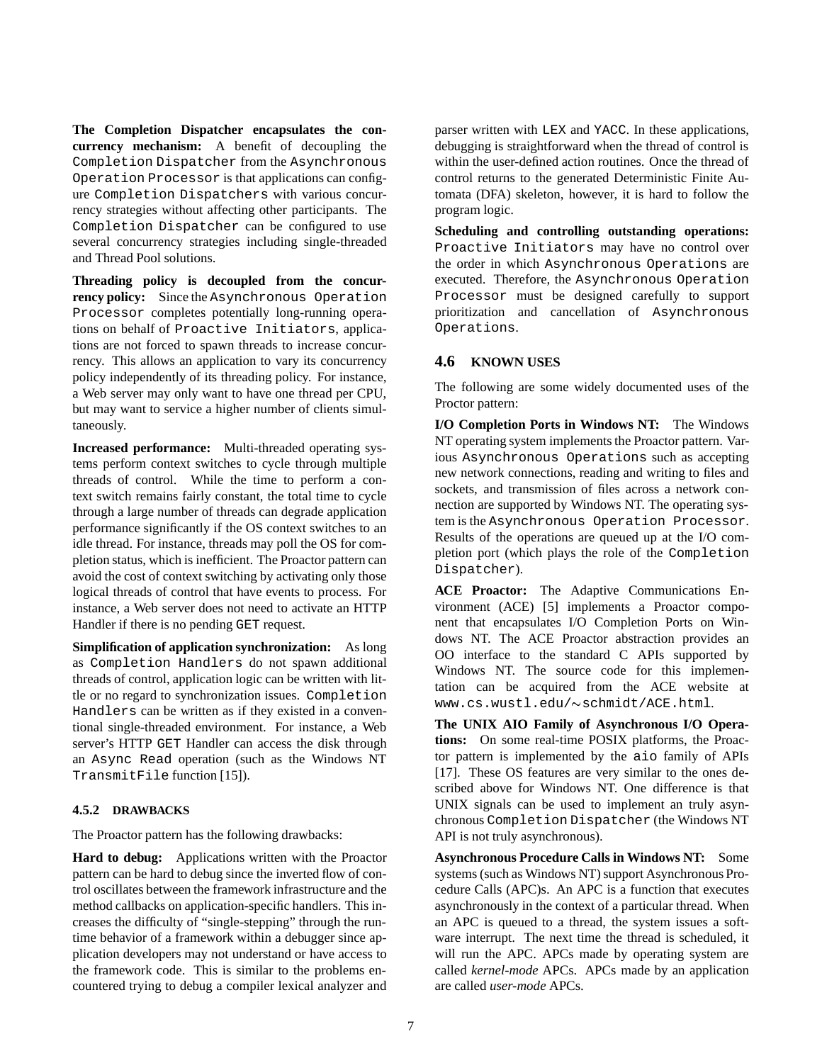**The Completion Dispatcher encapsulates the concurrency mechanism:** A benefit of decoupling the Completion Dispatcher from the Asynchronous Operation Processor is that applications can configure Completion Dispatchers with various concurrency strategies without affecting other participants. The Completion Dispatcher can be configured to use several concurrency strategies including single-threaded and Thread Pool solutions.

**Threading policy is decoupled from the concurrency policy:** Since the Asynchronous Operation Processor completes potentially long-running operations on behalf of Proactive Initiators, applications are not forced to spawn threads to increase concurrency. This allows an application to vary its concurrency policy independently of its threading policy. For instance, a Web server may only want to have one thread per CPU, but may want to service a higher number of clients simultaneously.

**Increased performance:** Multi-threaded operating systems perform context switches to cycle through multiple threads of control. While the time to perform a context switch remains fairly constant, the total time to cycle through a large number of threads can degrade application performance significantly if the OS context switches to an idle thread. For instance, threads may poll the OS for completion status, which is inefficient. The Proactor pattern can avoid the cost of context switching by activating only those logical threads of control that have events to process. For instance, a Web server does not need to activate an HTTP Handler if there is no pending GET request.

**Simplification of application synchronization:** As long as Completion Handlers do not spawn additional threads of control, application logic can be written with little or no regard to synchronization issues. Completion Handlers can be written as if they existed in a conventional single-threaded environment. For instance, a Web server's HTTP GET Handler can access the disk through an Async Read operation (such as the Windows NT TransmitFile function [15]).

#### 4.5.2 DRAWBACKS

The Proactor pattern has the following drawbacks:

**Hard to debug:** Applications written with the Proactor pattern can be hard to debug since the inverted flow of control oscillates between the framework infrastructure and the method callbacks on application-specific handlers. This increases the difficulty of "single-stepping" through the runtime behavior of a framework within a debugger since application developers may not understand or have access to the framework code. This is similar to the problems encountered trying to debug a compiler lexical analyzer and parser written with LEX and YACC. In these applications, debugging is straightforward when the thread of control is within the user-defined action routines. Once the thread of control returns to the generated Deterministic Finite Automata (DFA) skeleton, however, it is hard to follow the program logic.

**Scheduling and controlling outstanding operations:** Proactive Initiators may have no control over the order in which Asynchronous Operations are executed. Therefore, the Asynchronous Operation Processor must be designed carefully to support prioritization and cancellation of Asynchronous Operations.

### 4.6 KNOWN USES

The following are some widely documented uses of the Proctor pattern:

**I/O Completion Ports in Windows NT:** The Windows NT operating system implements the Proactor pattern. Various Asynchronous Operations such as accepting new network connections, reading and writing to files and sockets, and transmission of files across a network connection are supported by Windows NT. The operating system is the Asynchronous Operation Processor. Results of the operations are queued up at the I/O completion port (which plays the role of the Completion Dispatcher).

**ACE Proactor:** The Adaptive Communications Environment (ACE) [5] implements a Proactor component that encapsulates I/O Completion Ports on Windows NT. The ACE Proactor abstraction provides an OO interface to the standard C APIs supported by Windows NT. The source code for this implementation can be acquired from the ACE website at www.cs.wustl.edu/~schmidt/ACE.html.

**The UNIX AIO Family of Asynchronous I/O Operations:** On some real-time POSIX platforms, the Proactor pattern is implemented by the aio family of APIs [17]. These OS features are very similar to the ones described above for Windows NT. One difference is that UNIX signals can be used to implement an truly asynchronous Completion Dispatcher (the Windows NT API is not truly asynchronous).

**Asynchronous Procedure Calls in Windows NT:** Some systems (such as Windows NT) support Asynchronous Procedure Calls (APC)s. An APC is a function that executes asynchronously in the context of a particular thread. When an APC is queued to a thread, the system issues a software interrupt. The next time the thread is scheduled, it will run the APC. APCs made by operating system are called *kernel-mode* APCs. APCs made by an application are called *user-mode* APCs.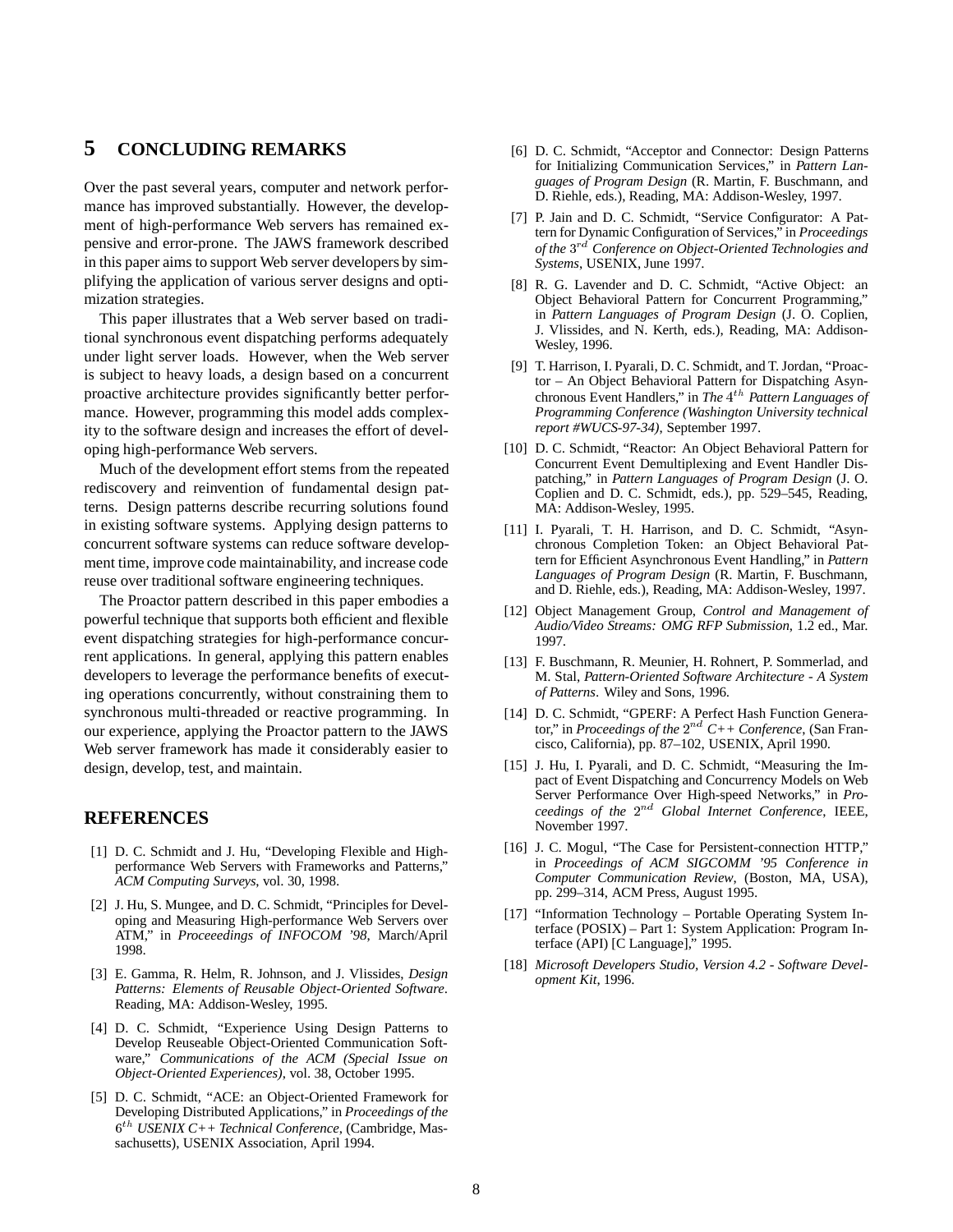## 5 CONCLUDING REMARKS

Over the past several years, computer and network performance has improved substantially. However, the development of high-performance Web servers has remained expensive and error-prone. The JAWS framework described in this paper aims to support Web server developers by simplifying the application of various server designs and optimization strategies.

This paper illustrates that a Web server based on traditional synchronous event dispatching performs adequately under light server loads. However, when the Web server is subject to heavy loads, a design based on a concurrent proactive architecture provides significantly better performance. However, programming this model adds complexity to the software design and increases the effort of developing high-performance Web servers.

Much of the development effort stems from the repeated rediscovery and reinvention of fundamental design patterns. Design patterns describe recurring solutions found in existing software systems. Applying design patterns to concurrent software systems can reduce software development time, improve code maintainability, and increase code reuse over traditional software engineering techniques.

The Proactor pattern described in this paper embodies a powerful technique that supports both efficient and flexible event dispatching strategies for high-performance concurrent applications. In general, applying this pattern enables developers to leverage the performance benefits of executing operations concurrently, without constraining them to synchronous multi-threaded or reactive programming. In our experience, applying the Proactor pattern to the JAWS Web server framework has made it considerably easier to design, develop, test, and maintain.

## REFERENCES

[1] D. C. Schmidt and J. Hu, "Developing Flexible and High-performance Web Servers with Frameworks and Patterns," *ACM Computing Surveys*, vol. 30, 1998.

[2] J. Hu, S. Mungee, and D. C. Schmidt, "Principles for Developing and Measuring High-performance Web Servers over ATM," in *Proceeedings of INFOCOM '98*, March/April 1998.

[3] E. Gamma, R. Helm, R. Johnson, and J. Vlissides, *Design Patterns: Elements of Reusable Object-Oriented Software*. Reading, MA: Addison-Wesley, 1995.

[4] D. C. Schmidt, "Experience Using Design Patterns to Develop Reuseable Object-Oriented Communication Software," *Communications of the ACM (Special Issue on Object-Oriented Experiences)*, vol. 38, October 1995.

[5] D. C. Schmidt, "ACE: an Object-Oriented Framework for Developing Distributed Applications," in *Proceedings of the* $6^{th}$ *USENIX C++ Technical Conference*, (Cambridge, Massachusetts), USENIX Association, April 1994.

[6] D. C. Schmidt, "Acceptor and Connector: Design Patterns for Initializing Communication Services," in *Pattern Languages of Program Design* (R. Martin, F. Buschmann, and D. Riehle, eds.), Reading, MA: Addison-Wesley, 1997.

[7] P. Jain and D. C. Schmidt, "Service Configurator: A Pattern for Dynamic Configuration of Services," in *Proceedings of the* $3^{rd}$ *Conference on Object-Oriented Technologies and Systems*, USENIX, June 1997.

[8] R. G. Lavender and D. C. Schmidt, "Active Object: an Object Behavioral Pattern for Concurrent Programming," in *Pattern Languages of Program Design* (J. O. Coplien, J. Vlissides, and N. Kerth, eds.), Reading, MA: Addison-Wesley, 1996.

[9] T. Harrison, I. Pyarali, D. C. Schmidt, and T. Jordan, "Proactor – An Object Behavioral Pattern for Dispatching Asynchronous Event Handlers," in *The* $4^{th}$ *Pattern Languages of Programming Conference (Washington University technical report #WUCS-97-34)*, September 1997.

[10] D. C. Schmidt, "Reactor: An Object Behavioral Pattern for Concurrent Event Demultiplexing and Event Handler Dispatching," in *Pattern Languages of Program Design* (J. O. Coplien and D. C. Schmidt, eds.), pp. 529–545, Reading, MA: Addison-Wesley, 1995.

[11] I. Pyarali, T. H. Harrison, and D. C. Schmidt, "Asynchronous Completion Token: an Object Behavioral Pattern for Efficient Asynchronous Event Handling," in *Pattern Languages of Program Design* (R. Martin, F. Buschmann, and D. Riehle, eds.), Reading, MA: Addison-Wesley, 1997.

[12] Object Management Group, *Control and Management of Audio/Video Streams: OMG RFP Submission*, 1.2 ed., Mar. 1997.

[13] F. Buschmann, R. Meunier, H. Rohnert, P. Sommerlad, and M. Stal, *Pattern-Oriented Software Architecture - A System of Patterns*. Wiley and Sons, 1996.

[14] D. C. Schmidt, "GPERF: A Perfect Hash Function Generator," in *Proceedings of the* $2^{nd}$ *C++ Conference*, (San Francisco, California), pp. 87–102, USENIX, April 1990.

[15] J. Hu, I. Pyarali, and D. C. Schmidt, "Measuring the Impact of Event Dispatching and Concurrency Models on Web Server Performance Over High-speed Networks," in *Proceedings of the* $2^{nd}$ *Global Internet Conference*, IEEE, November 1997.

[16] J. C. Mogul, "The Case for Persistent-connection HTTP," in *Proceedings of ACM SIGCOMM '95 Conference in Computer Communication Review*, (Boston, MA, USA), pp. 299–314, ACM Press, August 1995.

[17] "Information Technology – Portable Operating System Interface (POSIX) – Part 1: System Application: Program Interface (API) [C Language]," 1995.

[18] *Microsoft Developers Studio, Version 4.2 - Software Development Kit*, 1996.